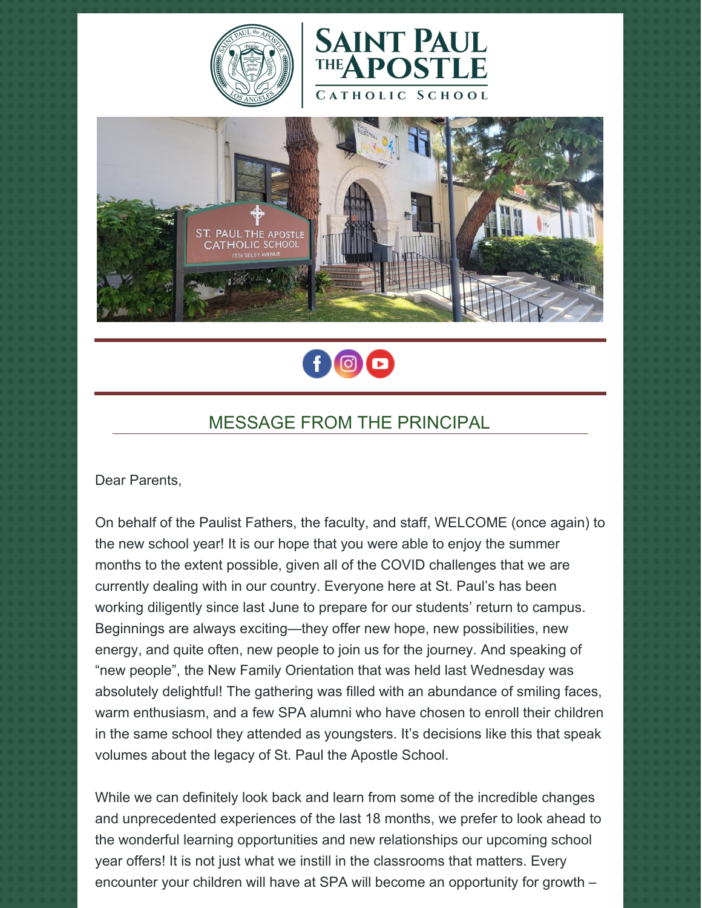# SAINT PAUL THE APOSTLE CATHOLIC SCHOOL

## MESSAGE FROM THE PRINCIPAL

Dear Parents,

On behalf of the Paulist Fathers, the faculty, and staff, WELCOME (once again) to the new school year! It is our hope that you were able to enjoy the summer months to the extent possible, given all of the COVID challenges that we are currently dealing with in our country. Everyone here at St. Paul's has been working diligently since last June to prepare for our students' return to campus. Beginnings are always exciting—they offer new hope, new possibilities, new energy, and quite often, new people to join us for the journey. And speaking of "new people", the New Family Orientation that was held last Wednesday was absolutely delightful! The gathering was filled with an abundance of smiling faces, warm enthusiasm, and a few SPA alumni who have chosen to enroll their children in the same school they attended as youngsters. It's decisions like this that speak volumes about the legacy of St. Paul the Apostle School.

While we can definitely look back and learn from some of the incredible changes and unprecedented experiences of the last 18 months, we prefer to look ahead to the wonderful learning opportunities and new relationships our upcoming school year offers! It is not just what we instill in the classrooms that matters. Every encounter your children will have at SPA will become an opportunity for growth –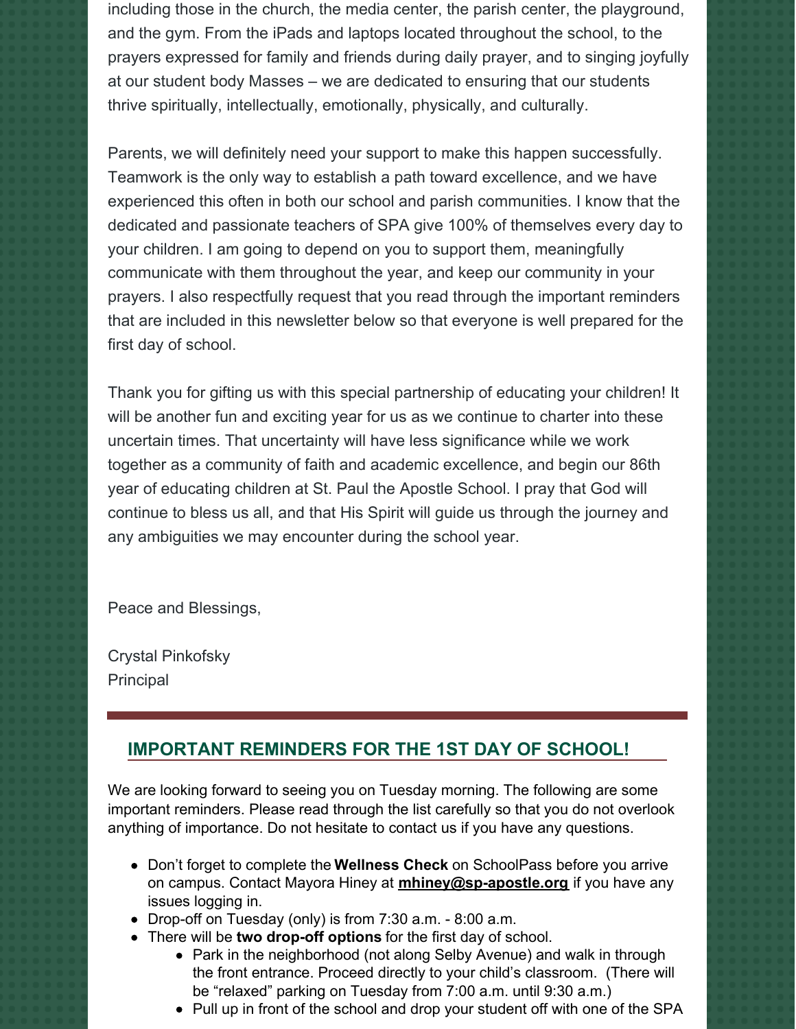including those in the church, the media center, the parish center, the playground, and the gym. From the iPads and laptops located throughout the school, to the prayers expressed for family and friends during daily prayer, and to singing joyfully at our student body Masses – we are dedicated to ensuring that our students thrive spiritually, intellectually, emotionally, physically, and culturally.

Parents, we will definitely need your support to make this happen successfully. Teamwork is the only way to establish a path toward excellence, and we have experienced this often in both our school and parish communities. I know that the dedicated and passionate teachers of SPA give 100% of themselves every day to your children. I am going to depend on you to support them, meaningfully communicate with them throughout the year, and keep our community in your prayers. I also respectfully request that you read through the important reminders that are included in this newsletter below so that everyone is well prepared for the first day of school.

Thank you for gifting us with this special partnership of educating your children! It will be another fun and exciting year for us as we continue to charter into these uncertain times. That uncertainty will have less significance while we work together as a community of faith and academic excellence, and begin our 86th year of educating children at St. Paul the Apostle School. I pray that God will continue to bless us all, and that His Spirit will guide us through the journey and any ambiguities we may encounter during the school year.

Peace and Blessings,

Crystal Pinkofsky
Principal

## IMPORTANT REMINDERS FOR THE 1ST DAY OF SCHOOL!

We are looking forward to seeing you on Tuesday morning. The following are some important reminders. Please read through the list carefully so that you do not overlook anything of importance. Do not hesitate to contact us if you have any questions.

- Don't forget to complete the **Wellness Check** on SchoolPass before you arrive on campus. Contact Mayora Hiney at **mhiney@sp-apostle.org** if you have any issues logging in.
- Drop-off on Tuesday (only) is from 7:30 a.m. - 8:00 a.m.
- There will be **two drop-off options** for the first day of school.
  - Park in the neighborhood (not along Selby Avenue) and walk in through the front entrance. Proceed directly to your child's classroom. (There will be "relaxed" parking on Tuesday from 7:00 a.m. until 9:30 a.m.)
  - Pull up in front of the school and drop your student off with one of the SPA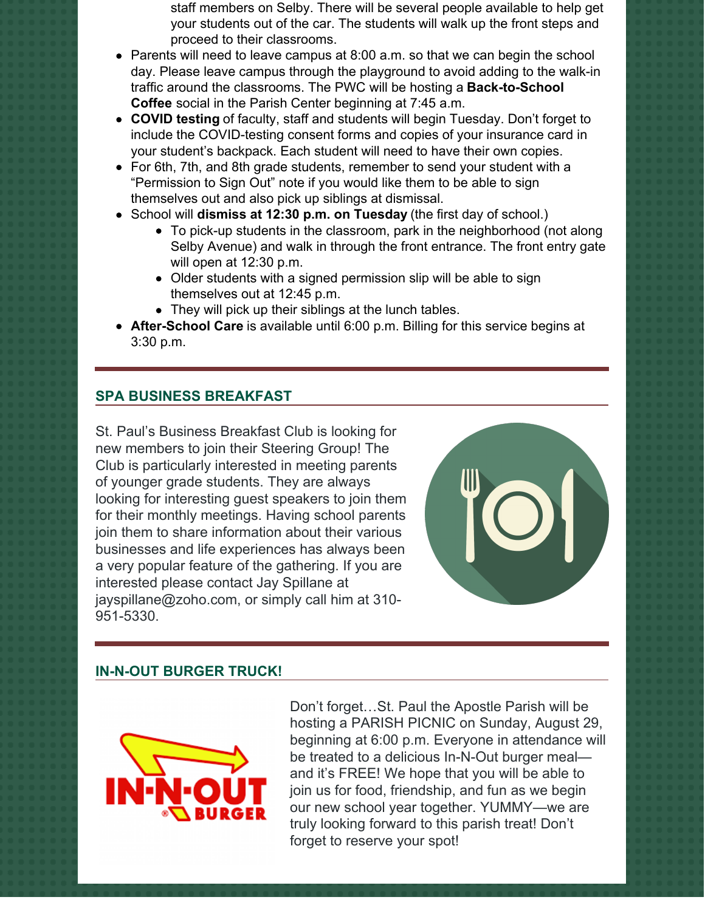staff members on Selby. There will be several people available to help get your students out of the car. The students will walk up the front steps and proceed to their classrooms.

- Parents will need to leave campus at 8:00 a.m. so that we can begin the school day. Please leave campus through the playground to avoid adding to the walk-in traffic around the classrooms. The PWC will be hosting a **Back-to-School Coffee** social in the Parish Center beginning at 7:45 a.m.
- **COVID testing** of faculty, staff and students will begin Tuesday. Don't forget to include the COVID-testing consent forms and copies of your insurance card in your student's backpack. Each student will need to have their own copies.
- For 6th, 7th, and 8th grade students, remember to send your student with a "Permission to Sign Out" note if you would like them to be able to sign themselves out and also pick up siblings at dismissal.
- School will **dismiss at 12:30 p.m. on Tuesday** (the first day of school.)
  - To pick-up students in the classroom, park in the neighborhood (not along Selby Avenue) and walk in through the front entrance. The front entry gate will open at 12:30 p.m.
  - Older students with a signed permission slip will be able to sign themselves out at 12:45 p.m.
  - They will pick up their siblings at the lunch tables.
- **After-School Care** is available until 6:00 p.m. Billing for this service begins at 3:30 p.m.

## SPA BUSINESS BREAKFAST

St. Paul's Business Breakfast Club is looking for new members to join their Steering Group! The Club is particularly interested in meeting parents of younger grade students. They are always looking for interesting guest speakers to join them for their monthly meetings. Having school parents join them to share information about their various businesses and life experiences has always been a very popular feature of the gathering. If you are interested please contact Jay Spillane at jayspillane@zoho.com, or simply call him at 310-951-5330.

## IN-N-OUT BURGER TRUCK!

Don't forget…St. Paul the Apostle Parish will be hosting a PARISH PICNIC on Sunday, August 29, beginning at 6:00 p.m. Everyone in attendance will be treated to a delicious In-N-Out burger meal—and it's FREE! We hope that you will be able to join us for food, friendship, and fun as we begin our new school year together. YUMMY—we are truly looking forward to this parish treat! Don't forget to reserve your spot!